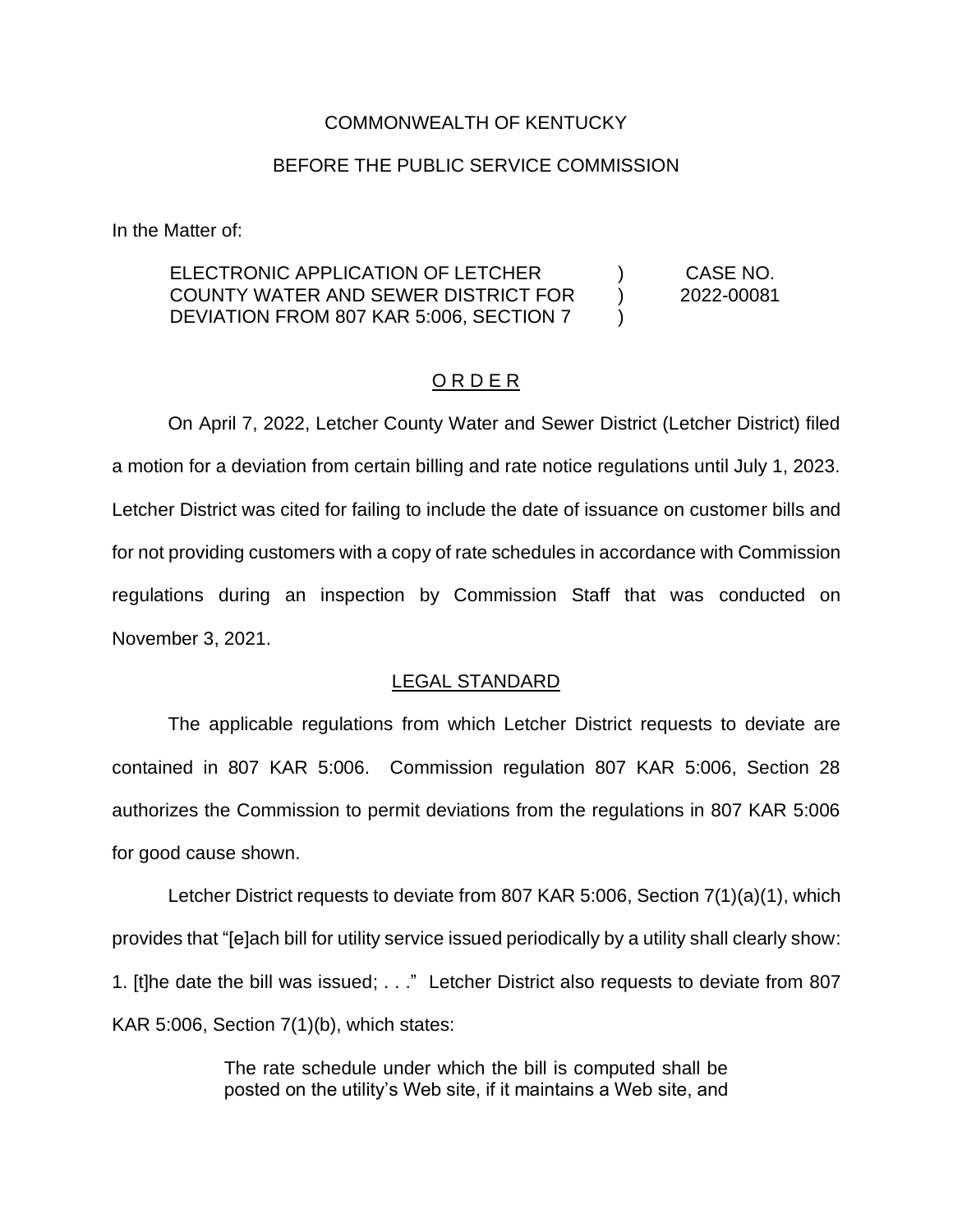COMMONWEALTH OF KENTUCKY

BEFORE THE PUBLIC SERVICE COMMISSION

In the Matter of:

| | | |
|---|---|---|
| ELECTRONIC APPLICATION OF LETCHER COUNTY WATER AND SEWER DISTRICT FOR DEVIATION FROM 807 KAR 5:006, SECTION 7 | ) ) ) | CASE NO. 2022-00081 |

## O R D E R

On April 7, 2022, Letcher County Water and Sewer District (Letcher District) filed a motion for a deviation from certain billing and rate notice regulations until July 1, 2023. Letcher District was cited for failing to include the date of issuance on customer bills and for not providing customers with a copy of rate schedules in accordance with Commission regulations during an inspection by Commission Staff that was conducted on November 3, 2021.

## LEGAL STANDARD

The applicable regulations from which Letcher District requests to deviate are contained in 807 KAR 5:006. Commission regulation 807 KAR 5:006, Section 28 authorizes the Commission to permit deviations from the regulations in 807 KAR 5:006 for good cause shown.

Letcher District requests to deviate from 807 KAR 5:006, Section 7(1)(a)(1), which provides that "[e]ach bill for utility service issued periodically by a utility shall clearly show: 1. [t]he date the bill was issued; . . ." Letcher District also requests to deviate from 807 KAR 5:006, Section 7(1)(b), which states:

> The rate schedule under which the bill is computed shall be posted on the utility's Web site, if it maintains a Web site, and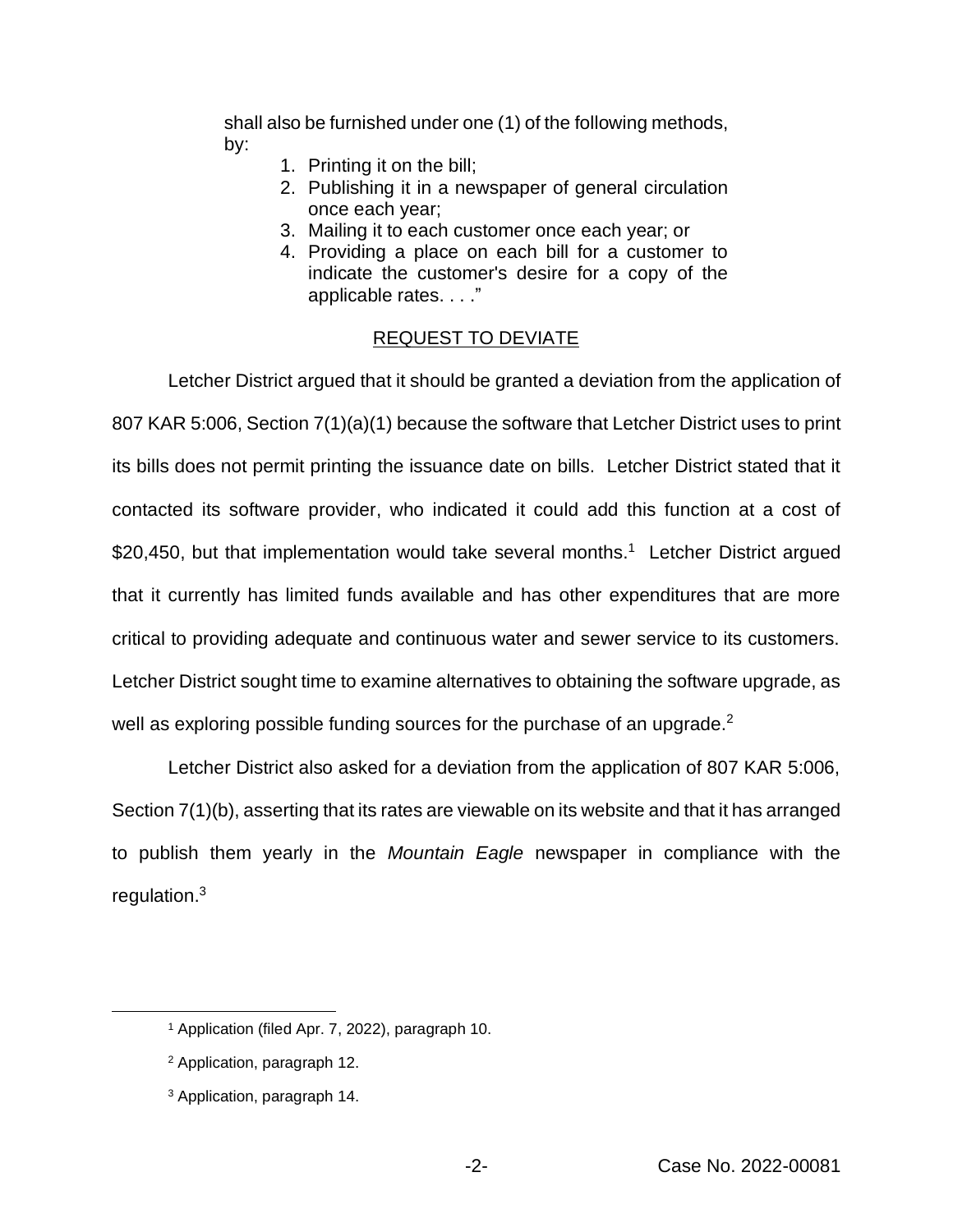shall also be furnished under one (1) of the following methods, by:

1. Printing it on the bill;
2. Publishing it in a newspaper of general circulation once each year;
3. Mailing it to each customer once each year; or
4. Providing a place on each bill for a customer to indicate the customer's desire for a copy of the applicable rates. . . ."

## REQUEST TO DEVIATE

Letcher District argued that it should be granted a deviation from the application of 807 KAR 5:006, Section 7(1)(a)(1) because the software that Letcher District uses to print its bills does not permit printing the issuance date on bills. Letcher District stated that it contacted its software provider, who indicated it could add this function at a cost of $20,450, but that implementation would take several months.[1] Letcher District argued that it currently has limited funds available and has other expenditures that are more critical to providing adequate and continuous water and sewer service to its customers. Letcher District sought time to examine alternatives to obtaining the software upgrade, as well as exploring possible funding sources for the purchase of an upgrade.[2]

Letcher District also asked for a deviation from the application of 807 KAR 5:006, Section 7(1)(b), asserting that its rates are viewable on its website and that it has arranged to publish them yearly in the *Mountain Eagle* newspaper in compliance with the regulation.[3]

[1] Application (filed Apr. 7, 2022), paragraph 10.

[2] Application, paragraph 12.

[3] Application, paragraph 14.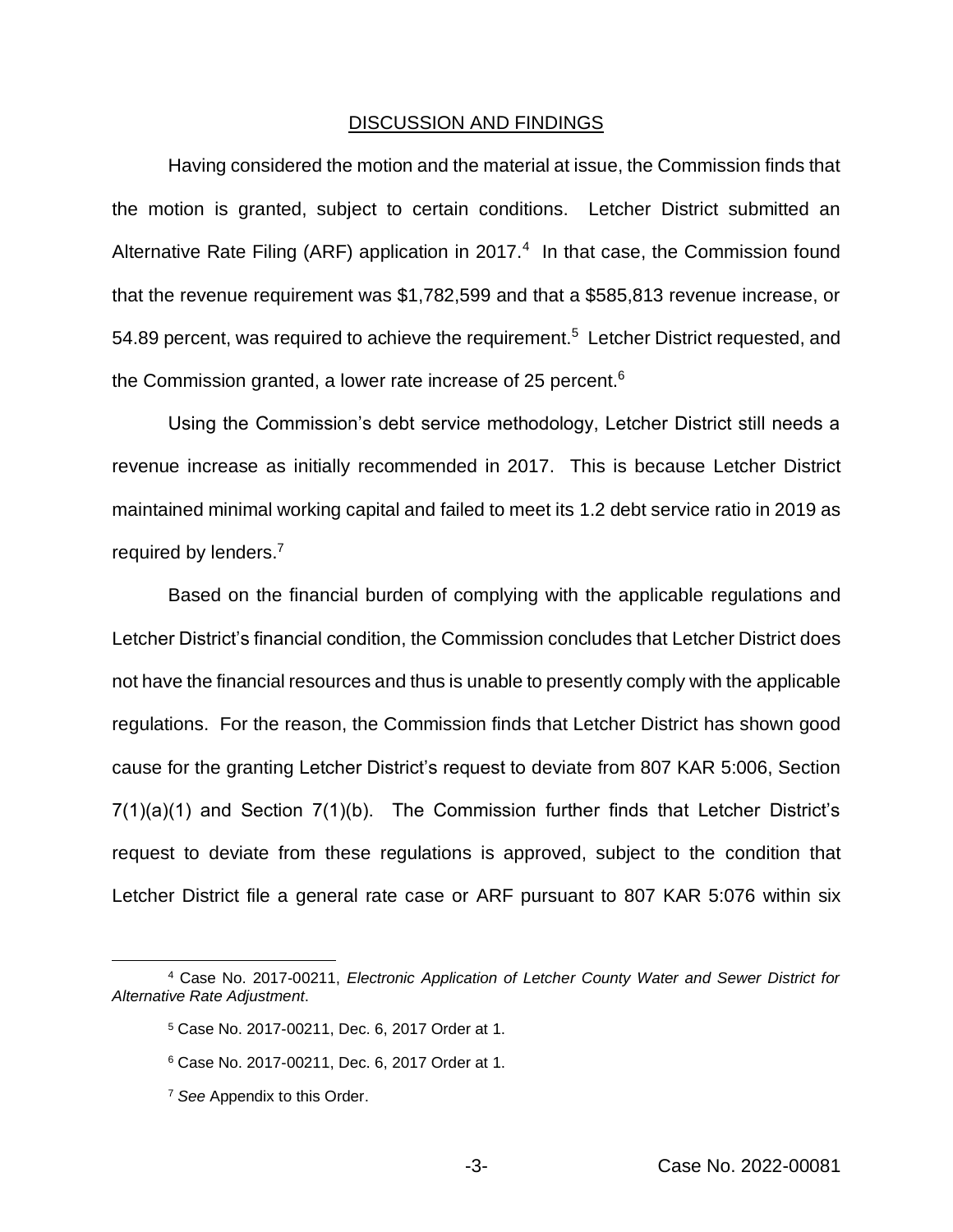## DISCUSSION AND FINDINGS

Having considered the motion and the material at issue, the Commission finds that the motion is granted, subject to certain conditions. Letcher District submitted an Alternative Rate Filing (ARF) application in 2017.[4] In that case, the Commission found that the revenue requirement was $1,782,599 and that a $585,813 revenue increase, or 54.89 percent, was required to achieve the requirement.[5] Letcher District requested, and the Commission granted, a lower rate increase of 25 percent.[6]

Using the Commission's debt service methodology, Letcher District still needs a revenue increase as initially recommended in 2017. This is because Letcher District maintained minimal working capital and failed to meet its 1.2 debt service ratio in 2019 as required by lenders.[7]

Based on the financial burden of complying with the applicable regulations and Letcher District's financial condition, the Commission concludes that Letcher District does not have the financial resources and thus is unable to presently comply with the applicable regulations. For the reason, the Commission finds that Letcher District has shown good cause for the granting Letcher District's request to deviate from 807 KAR 5:006, Section 7(1)(a)(1) and Section 7(1)(b). The Commission further finds that Letcher District's request to deviate from these regulations is approved, subject to the condition that Letcher District file a general rate case or ARF pursuant to 807 KAR 5:076 within six

---

[4] Case No. 2017-00211, *Electronic Application of Letcher County Water and Sewer District for Alternative Rate Adjustment*.

[5] Case No. 2017-00211, Dec. 6, 2017 Order at 1.

[6] Case No. 2017-00211, Dec. 6, 2017 Order at 1.

[7] *See* Appendix to this Order.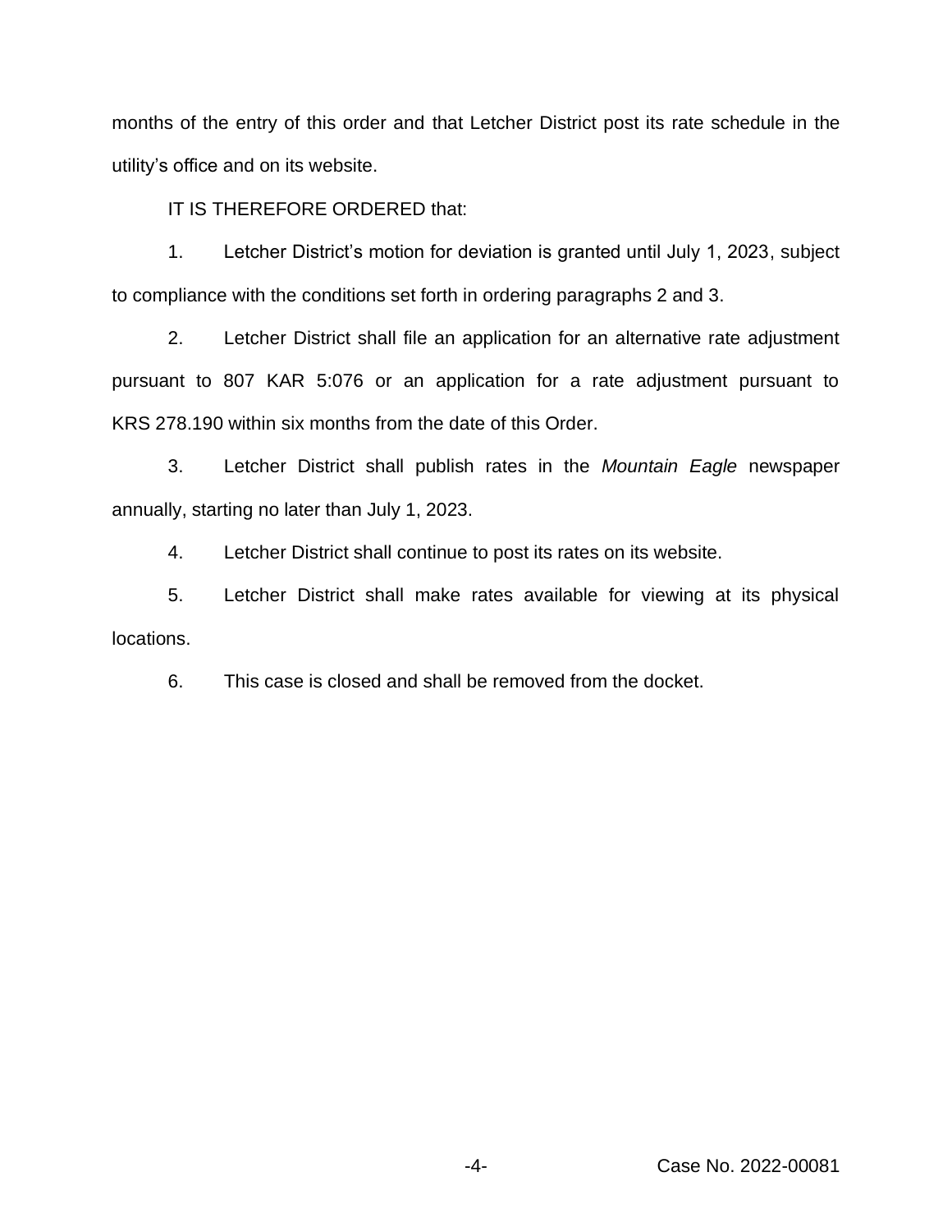months of the entry of this order and that Letcher District post its rate schedule in the utility's office and on its website.

IT IS THEREFORE ORDERED that:

1. Letcher District's motion for deviation is granted until July 1, 2023, subject to compliance with the conditions set forth in ordering paragraphs 2 and 3.

2. Letcher District shall file an application for an alternative rate adjustment pursuant to 807 KAR 5:076 or an application for a rate adjustment pursuant to KRS 278.190 within six months from the date of this Order.

3. Letcher District shall publish rates in the *Mountain Eagle* newspaper annually, starting no later than July 1, 2023.

4. Letcher District shall continue to post its rates on its website.

5. Letcher District shall make rates available for viewing at its physical locations.

6. This case is closed and shall be removed from the docket.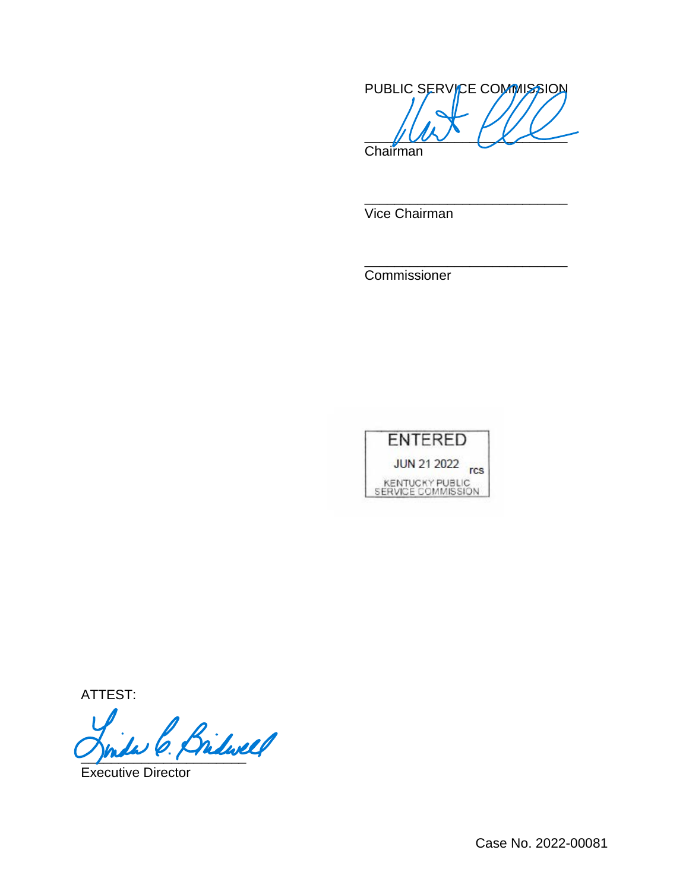PUBLIC SERVICE COMMISSION

\_\_\_\_\_\_\_\_\_\_\_\_\_\_\_\_\_\_\_\_\_\_\_\_\_\_\_\_
Chairman

\_\_\_\_\_\_\_\_\_\_\_\_\_\_\_\_\_\_\_\_\_\_\_\_\_\_\_\_
Vice Chairman

\_\_\_\_\_\_\_\_\_\_\_\_\_\_\_\_\_\_\_\_\_\_\_\_\_\_\_\_
Commissioner

ENTERED
JUN 21 2022 rcs
KENTUCKY PUBLIC
SERVICE COMMISSION

ATTEST:

\_\_\_\_\_\_\_\_\_\_\_\_\_\_\_\_\_\_\_\_\_\_\_\_\_\_\_\_
Executive Director

Case No. 2022-00081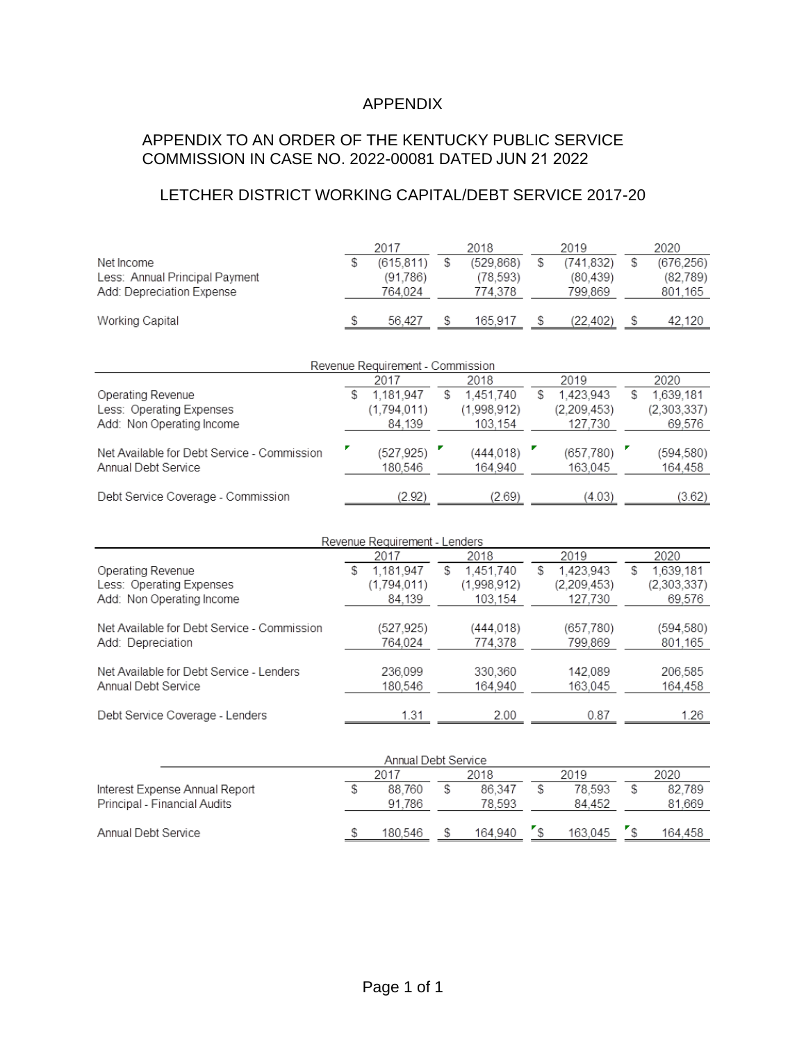# APPENDIX

## APPENDIX TO AN ORDER OF THE KENTUCKY PUBLIC SERVICE COMMISSION IN CASE NO. 2022-00081 DATED JUN 21 2022

## LETCHER DISTRICT WORKING CAPITAL/DEBT SERVICE 2017-20

| | 2017 | 2018 | 2019 | 2020 |
|---|---|---|---|---|
| Net Income | $ (615,811) | $ (529,868) | $ (741,832) | $ (676,256) |
| Less: Annual Principal Payment | (91,786) | (78,593) | (80,439) | (82,789) |
| Add: Depreciation Expense | 764,024 | 774,378 | 799,869 | 801,165 |
| Working Capital | $ 56,427 | $ 165,917 | $ (22,402) | $ 42,120 |

**Revenue Requirement - Commission**

| | 2017 | 2018 | 2019 | 2020 |
|---|---|---|---|---|
| Operating Revenue | $ 1,181,947 | $ 1,451,740 | $ 1,423,943 | $ 1,639,181 |
| Less: Operating Expenses | (1,794,011) | (1,998,912) | (2,209,453) | (2,303,337) |
| Add: Non Operating Income | 84,139 | 103,154 | 127,730 | 69,576 |
| Net Available for Debt Service - Commission | (527,925) | (444,018) | (657,780) | (594,580) |
| Annual Debt Service | 180,546 | 164,940 | 163,045 | 164,458 |
| Debt Service Coverage - Commission | (2.92) | (2.69) | (4.03) | (3.62) |

**Revenue Requirement - Lenders**

| | 2017 | 2018 | 2019 | 2020 |
|---|---|---|---|---|
| Operating Revenue | $ 1,181,947 | $ 1,451,740 | $ 1,423,943 | $ 1,639,181 |
| Less: Operating Expenses | (1,794,011) | (1,998,912) | (2,209,453) | (2,303,337) |
| Add: Non Operating Income | 84,139 | 103,154 | 127,730 | 69,576 |
| Net Available for Debt Service - Commission | (527,925) | (444,018) | (657,780) | (594,580) |
| Add: Depreciation | 764,024 | 774,378 | 799,869 | 801,165 |
| Net Available for Debt Service - Lenders | 236,099 | 330,360 | 142,089 | 206,585 |
| Annual Debt Service | 180,546 | 164,940 | 163,045 | 164,458 |
| Debt Service Coverage - Lenders | 1.31 | 2.00 | 0.87 | 1.26 |

**Annual Debt Service**

| | 2017 | 2018 | 2019 | 2020 |
|---|---|---|---|---|
| Interest Expense Annual Report | $ 88,760 | $ 86,347 | $ 78,593 | $ 82,789 |
| Principal - Financial Audits | 91,786 | 78,593 | 84,452 | 81,669 |
| Annual Debt Service | $ 180,546 | $ 164,940 | $ 163,045 | $ 164,458 |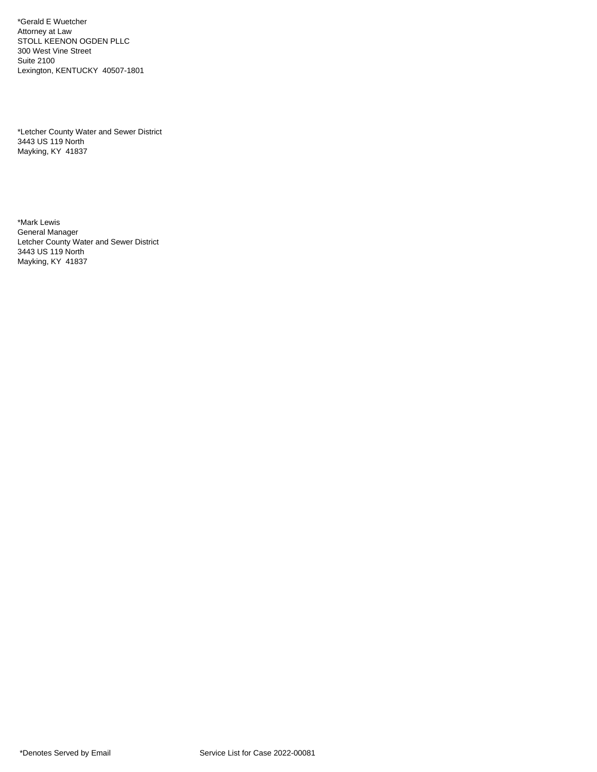*Gerald E Wuetcher
Attorney at Law
STOLL KEENON OGDEN PLLC
300 West Vine Street
Suite 2100
Lexington, KENTUCKY  40507-1801

*Letcher County Water and Sewer District
3443 US 119 North
Mayking, KY  41837

*Mark Lewis
General Manager
Letcher County Water and Sewer District
3443 US 119 North
Mayking, KY  41837

*Denotes Served by Email

Service List for Case 2022-00081